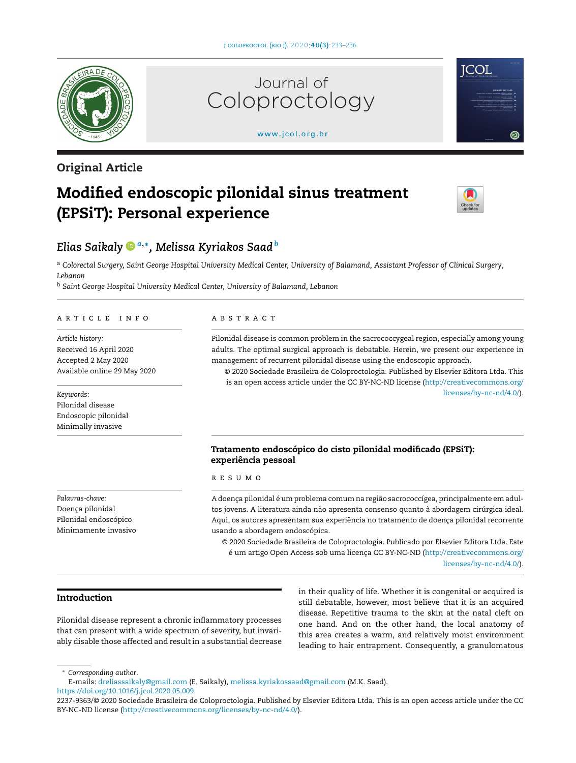## Original Article

# Modified endoscopic pilonidal sinus treatment (EPSiT): Personal experience

*Elias Saikaly* [a,*], *Melissa Kyriakos Saad* [b]

[a] *Colorectal Surgery, Saint George Hospital University Medical Center, University of Balamand, Assistant Professor of Clinical Surgery, Lebanon*

[b] *Saint George Hospital University Medical Center, University of Balamand, Lebanon*

### ARTICLE INFO

*Article history:*
Received 16 April 2020
Accepted 2 May 2020
Available online 29 May 2020

*Keywords:*
Pilonidal disease
Endoscopic pilonidal
Minimally invasive

### ABSTRACT

Pilonidal disease is common problem in the sacrococcygeal region, especially among young adults. The optimal surgical approach is debatable. Herein, we present our experience in management of recurrent pilonidal disease using the endoscopic approach.

© 2020 Sociedade Brasileira de Coloproctologia. Published by Elsevier Editora Ltda. This is an open access article under the CC BY-NC-ND license (http://creativecommons.org/licenses/by-nc-nd/4.0/).

### Tratamento endoscópico do cisto pilonidal modificado (EPSiT): experiência pessoal

*Palavras-chave:*
Doença pilonidal
Pilonidal endoscópico
Minimamente invasivo

### RESUMO

A doença pilonidal é um problema comum na região sacrococcígea, principalmente em adultos jovens. A literatura ainda não apresenta consenso quanto à abordagem cirúrgica ideal. Aqui, os autores apresentam sua experiência no tratamento de doença pilonidal recorrente usando a abordagem endoscópica.

© 2020 Sociedade Brasileira de Coloproctologia. Publicado por Elsevier Editora Ltda. Este é um artigo Open Access sob uma licença CC BY-NC-ND (http://creativecommons.org/licenses/by-nc-nd/4.0/).

## Introduction

Pilonidal disease represent a chronic inflammatory processes that can present with a wide spectrum of severity, but invariably disable those affected and result in a substantial decrease in their quality of life. Whether it is congenital or acquired is still debatable, however, most believe that it is an acquired disease. Repetitive trauma to the skin at the natal cleft on one hand. And on the other hand, the local anatomy of this area creates a warm, and relatively moist environment leading to hair entrapment. Consequently, a granulomatous

---

* *Corresponding author.*
E-mails: dreliassaikaly@gmail.com (E. Saikaly), melissa.kyriakossaad@gmail.com (M.K. Saad).
https://doi.org/10.1016/j.jcol.2020.05.009
2237-9363/© 2020 Sociedade Brasileira de Coloproctologia. Published by Elsevier Editora Ltda. This is an open access article under the CC BY-NC-ND license (http://creativecommons.org/licenses/by-nc-nd/4.0/).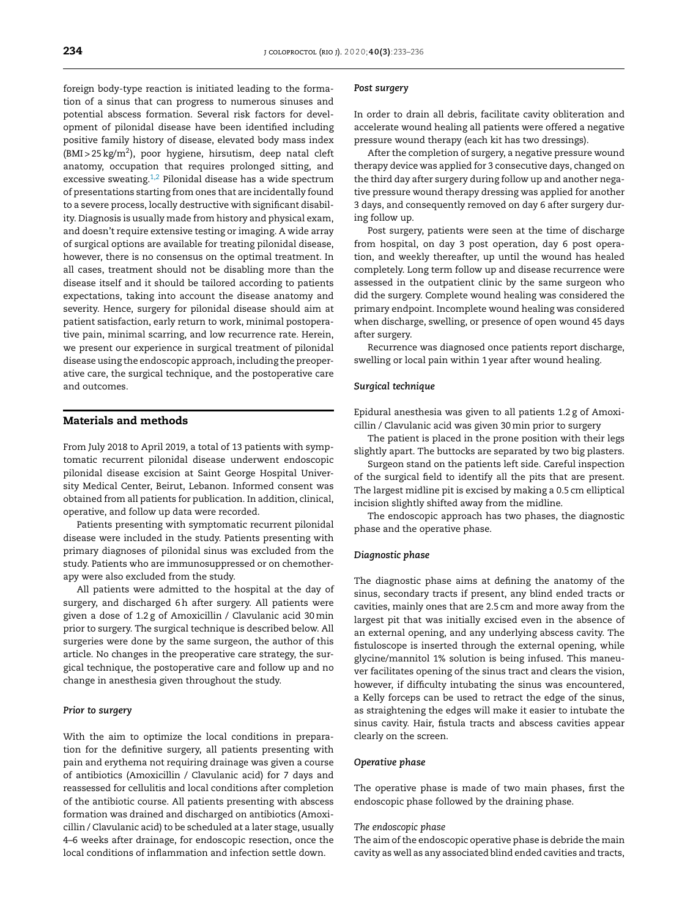foreign body-type reaction is initiated leading to the formation of a sinus that can progress to numerous sinuses and potential abscess formation. Several risk factors for development of pilonidal disease have been identified including positive family history of disease, elevated body mass index (BMI > 25 kg/m$^2$), poor hygiene, hirsutism, deep natal cleft anatomy, occupation that requires prolonged sitting, and excessive sweating.[1,2] Pilonidal disease has a wide spectrum of presentations starting from ones that are incidentally found to a severe process, locally destructive with significant disability. Diagnosis is usually made from history and physical exam, and doesn't require extensive testing or imaging. A wide array of surgical options are available for treating pilonidal disease, however, there is no consensus on the optimal treatment. In all cases, treatment should not be disabling more than the disease itself and it should be tailored according to patients expectations, taking into account the disease anatomy and severity. Hence, surgery for pilonidal disease should aim at patient satisfaction, early return to work, minimal postoperative pain, minimal scarring, and low recurrence rate. Herein, we present our experience in surgical treatment of pilonidal disease using the endoscopic approach, including the preoperative care, the surgical technique, and the postoperative care and outcomes.

## Materials and methods

From July 2018 to April 2019, a total of 13 patients with symptomatic recurrent pilonidal disease underwent endoscopic pilonidal disease excision at Saint George Hospital University Medical Center, Beirut, Lebanon. Informed consent was obtained from all patients for publication. In addition, clinical, operative, and follow up data were recorded.

Patients presenting with symptomatic recurrent pilonidal disease were included in the study. Patients presenting with primary diagnoses of pilonidal sinus was excluded from the study. Patients who are immunosuppressed or on chemotherapy were also excluded from the study.

All patients were admitted to the hospital at the day of surgery, and discharged 6 h after surgery. All patients were given a dose of 1.2 g of Amoxicillin / Clavulanic acid 30 min prior to surgery. The surgical technique is described below. All surgeries were done by the same surgeon, the author of this article. No changes in the preoperative care strategy, the surgical technique, the postoperative care and follow up and no change in anesthesia given throughout the study.

### *Prior to surgery*

With the aim to optimize the local conditions in preparation for the definitive surgery, all patients presenting with pain and erythema not requiring drainage was given a course of antibiotics (Amoxicillin / Clavulanic acid) for 7 days and reassessed for cellulitis and local conditions after completion of the antibiotic course. All patients presenting with abscess formation was drained and discharged on antibiotics (Amoxicillin / Clavulanic acid) to be scheduled at a later stage, usually 4–6 weeks after drainage, for endoscopic resection, once the local conditions of inflammation and infection settle down.

### *Post surgery*

In order to drain all debris, facilitate cavity obliteration and accelerate wound healing all patients were offered a negative pressure wound therapy (each kit has two dressings).

After the completion of surgery, a negative pressure wound therapy device was applied for 3 consecutive days, changed on the third day after surgery during follow up and another negative pressure wound therapy dressing was applied for another 3 days, and consequently removed on day 6 after surgery during follow up.

Post surgery, patients were seen at the time of discharge from hospital, on day 3 post operation, day 6 post operation, and weekly thereafter, up until the wound has healed completely. Long term follow up and disease recurrence were assessed in the outpatient clinic by the same surgeon who did the surgery. Complete wound healing was considered the primary endpoint. Incomplete wound healing was considered when discharge, swelling, or presence of open wound 45 days after surgery.

Recurrence was diagnosed once patients report discharge, swelling or local pain within 1 year after wound healing.

### *Surgical technique*

Epidural anesthesia was given to all patients 1.2 g of Amoxicillin / Clavulanic acid was given 30 min prior to surgery

The patient is placed in the prone position with their legs slightly apart. The buttocks are separated by two big plasters.

Surgeon stand on the patients left side. Careful inspection of the surgical field to identify all the pits that are present. The largest midline pit is excised by making a 0.5 cm elliptical incision slightly shifted away from the midline.

The endoscopic approach has two phases, the diagnostic phase and the operative phase.

### *Diagnostic phase*

The diagnostic phase aims at defining the anatomy of the sinus, secondary tracts if present, any blind ended tracts or cavities, mainly ones that are 2.5 cm and more away from the largest pit that was initially excised even in the absence of an external opening, and any underlying abscess cavity. The fistuloscope is inserted through the external opening, while glycine/mannitol 1% solution is being infused. This maneuver facilitates opening of the sinus tract and clears the vision, however, if difficulty intubating the sinus was encountered, a Kelly forceps can be used to retract the edge of the sinus, as straightening the edges will make it easier to intubate the sinus cavity. Hair, fistula tracts and abscess cavities appear clearly on the screen.

### *Operative phase*

The operative phase is made of two main phases, first the endoscopic phase followed by the draining phase.

#### *The endoscopic phase*

The aim of the endoscopic operative phase is debride the main cavity as well as any associated blind ended cavities and tracts,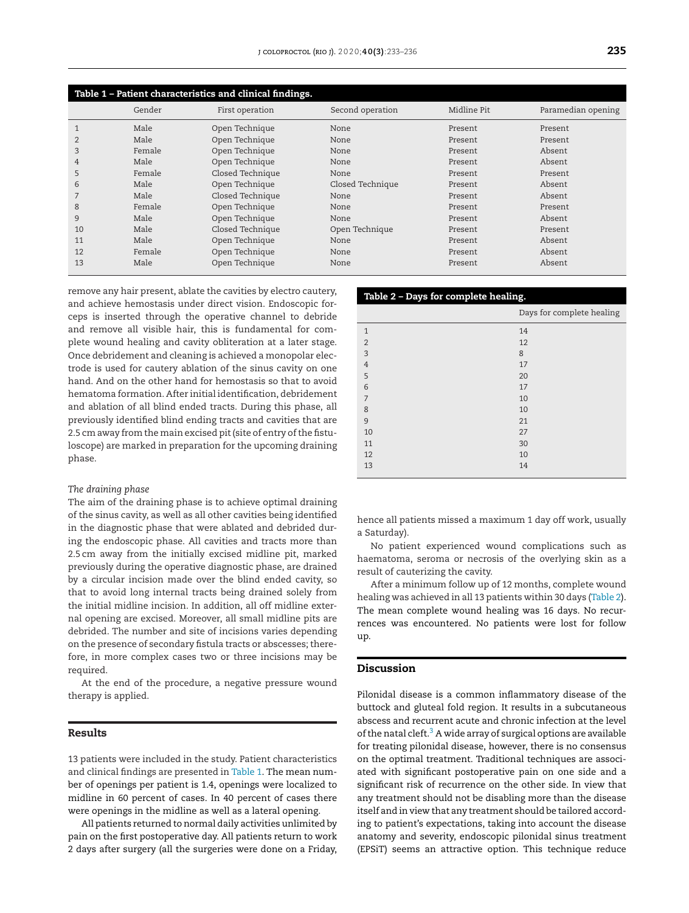**Table 1 – Patient characteristics and clinical findings.**

| | Gender | First operation | Second operation | Midline Pit | Paramedian opening |
|---|---|---|---|---|---|
| 1 | Male | Open Technique | None | Present | Present |
| 2 | Male | Open Technique | None | Present | Present |
| 3 | Female | Open Technique | None | Present | Absent |
| 4 | Male | Open Technique | None | Present | Absent |
| 5 | Female | Closed Technique | None | Present | Present |
| 6 | Male | Open Technique | Closed Technique | Present | Absent |
| 7 | Male | Closed Technique | None | Present | Absent |
| 8 | Female | Open Technique | None | Present | Present |
| 9 | Male | Open Technique | None | Present | Absent |
| 10 | Male | Closed Technique | Open Technique | Present | Present |
| 11 | Male | Open Technique | None | Present | Absent |
| 12 | Female | Open Technique | None | Present | Absent |
| 13 | Male | Open Technique | None | Present | Absent |

remove any hair present, ablate the cavities by electro cautery, and achieve hemostasis under direct vision. Endoscopic forceps is inserted through the operative channel to debride and remove all visible hair, this is fundamental for complete wound healing and cavity obliteration at a later stage. Once debridement and cleaning is achieved a monopolar electrode is used for cautery ablation of the sinus cavity on one hand. And on the other hand for hemostasis so that to avoid hematoma formation. After initial identification, debridement and ablation of all blind ended tracts. During this phase, all previously identified blind ending tracts and cavities that are 2.5 cm away from the main excised pit (site of entry of the fistuloscope) are marked in preparation for the upcoming draining phase.

*The draining phase*

The aim of the draining phase is to achieve optimal draining of the sinus cavity, as well as all other cavities being identified in the diagnostic phase that were ablated and debrided during the endoscopic phase. All cavities and tracts more than 2.5 cm away from the initially excised midline pit, marked previously during the operative diagnostic phase, are drained by a circular incision made over the blind ended cavity, so that to avoid long internal tracts being drained solely from the initial midline incision. In addition, all off midline external opening are excised. Moreover, all small midline pits are debrided. The number and site of incisions varies depending on the presence of secondary fistula tracts or abscesses; therefore, in more complex cases two or three incisions may be required.

At the end of the procedure, a negative pressure wound therapy is applied.

## Results

13 patients were included in the study. Patient characteristics and clinical findings are presented in Table 1. The mean number of openings per patient is 1.4, openings were localized to midline in 60 percent of cases. In 40 percent of cases there were openings in the midline as well as a lateral opening.

All patients returned to normal daily activities unlimited by pain on the first postoperative day. All patients return to work 2 days after surgery (all the surgeries were done on a Friday, hence all patients missed a maximum 1 day off work, usually a Saturday).

**Table 2 – Days for complete healing.**

| | Days for complete healing |
|---|---|
| 1 | 14 |
| 2 | 12 |
| 3 | 8 |
| 4 | 17 |
| 5 | 20 |
| 6 | 17 |
| 7 | 10 |
| 8 | 10 |
| 9 | 21 |
| 10 | 27 |
| 11 | 30 |
| 12 | 10 |
| 13 | 14 |

No patient experienced wound complications such as haematoma, seroma or necrosis of the overlying skin as a result of cauterizing the cavity.

After a minimum follow up of 12 months, complete wound healing was achieved in all 13 patients within 30 days (Table 2). The mean complete wound healing was 16 days. No recurrences was encountered. No patients were lost for follow up.

## Discussion

Pilonidal disease is a common inflammatory disease of the buttock and gluteal fold region. It results in a subcutaneous abscess and recurrent acute and chronic infection at the level of the natal cleft.[3] A wide array of surgical options are available for treating pilonidal disease, however, there is no consensus on the optimal treatment. Traditional techniques are associated with significant postoperative pain on one side and a significant risk of recurrence on the other side. In view that any treatment should not be disabling more than the disease itself and in view that any treatment should be tailored according to patient's expectations, taking into account the disease anatomy and severity, endoscopic pilonidal sinus treatment (EPSiT) seems an attractive option. This technique reduce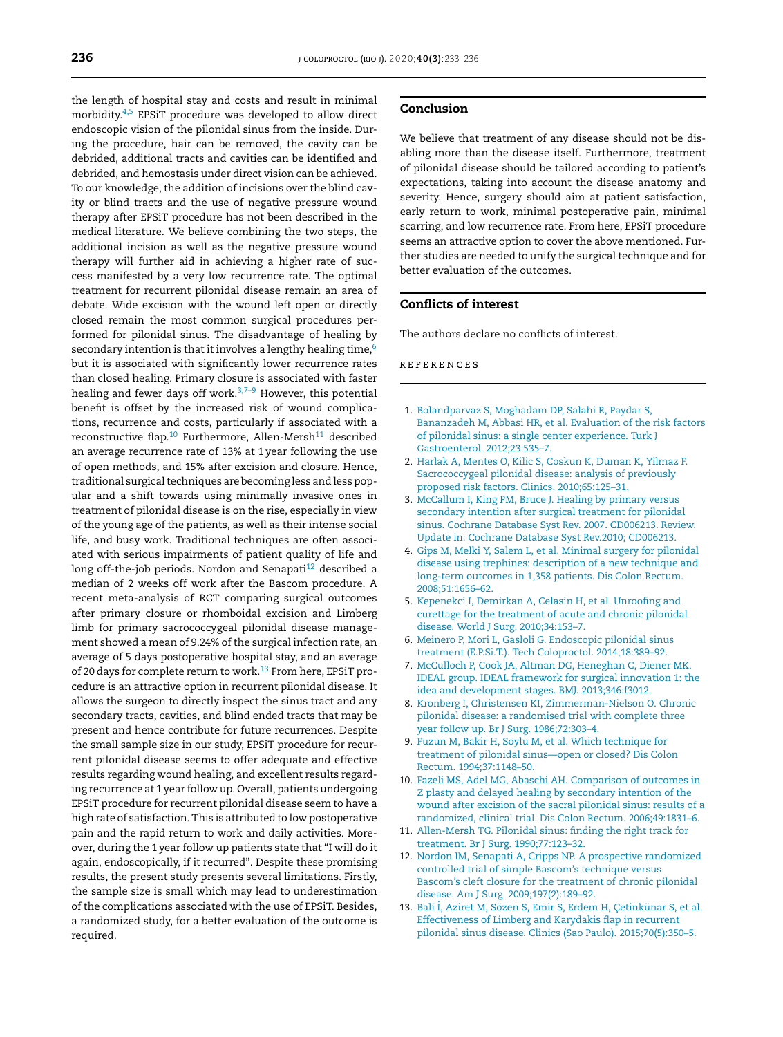the length of hospital stay and costs and result in minimal morbidity.[4,5] EPSiT procedure was developed to allow direct endoscopic vision of the pilonidal sinus from the inside. During the procedure, hair can be removed, the cavity can be debrided, additional tracts and cavities can be identified and debrided, and hemostasis under direct vision can be achieved. To our knowledge, the addition of incisions over the blind cavity or blind tracts and the use of negative pressure wound therapy after EPSiT procedure has not been described in the medical literature. We believe combining the two steps, the additional incision as well as the negative pressure wound therapy will further aid in achieving a higher rate of success manifested by a very low recurrence rate. The optimal treatment for recurrent pilonidal disease remain an area of debate. Wide excision with the wound left open or directly closed remain the most common surgical procedures performed for pilonidal sinus. The disadvantage of healing by secondary intention is that it involves a lengthy healing time,[6] but it is associated with significantly lower recurrence rates than closed healing. Primary closure is associated with faster healing and fewer days off work.[3,7–9] However, this potential benefit is offset by the increased risk of wound complications, recurrence and costs, particularly if associated with a reconstructive flap.[10] Furthermore, Allen-Mersh[11] described an average recurrence rate of 13% at 1 year following the use of open methods, and 15% after excision and closure. Hence, traditional surgical techniques are becoming less and less popular and a shift towards using minimally invasive ones in treatment of pilonidal disease is on the rise, especially in view of the young age of the patients, as well as their intense social life, and busy work. Traditional techniques are often associated with serious impairments of patient quality of life and long off-the-job periods. Nordon and Senapati[12] described a median of 2 weeks off work after the Bascom procedure. A recent meta-analysis of RCT comparing surgical outcomes after primary closure or rhomboidal excision and Limberg limb for primary sacrococcygeal pilonidal disease management showed a mean of 9.24% of the surgical infection rate, an average of 5 days postoperative hospital stay, and an average of 20 days for complete return to work.[13] From here, EPSiT procedure is an attractive option in recurrent pilonidal disease. It allows the surgeon to directly inspect the sinus tract and any secondary tracts, cavities, and blind ended tracts that may be present and hence contribute for future recurrences. Despite the small sample size in our study, EPSiT procedure for recurrent pilonidal disease seems to offer adequate and effective results regarding wound healing, and excellent results regarding recurrence at 1 year follow up. Overall, patients undergoing EPSiT procedure for recurrent pilonidal disease seem to have a high rate of satisfaction. This is attributed to low postoperative pain and the rapid return to work and daily activities. Moreover, during the 1 year follow up patients state that "I will do it again, endoscopically, if it recurred". Despite these promising results, the present study presents several limitations. Firstly, the sample size is small which may lead to underestimation of the complications associated with the use of EPSiT. Besides, a randomized study, for a better evaluation of the outcome is required.

## Conclusion

We believe that treatment of any disease should not be disabling more than the disease itself. Furthermore, treatment of pilonidal disease should be tailored according to patient's expectations, taking into account the disease anatomy and severity. Hence, surgery should aim at patient satisfaction, early return to work, minimal postoperative pain, minimal scarring, and low recurrence rate. From here, EPSiT procedure seems an attractive option to cover the above mentioned. Further studies are needed to unify the surgical technique and for better evaluation of the outcomes.

## Conflicts of interest

The authors declare no conflicts of interest.

## REFERENCES

1. Bolandparvaz S, Moghadam DP, Salahi R, Paydar S, Bananzadeh M, Abbasi HR, et al. Evaluation of the risk factors of pilonidal sinus: a single center experience. Turk J Gastroenterol. 2012;23:535–7.
2. Harlak A, Mentes O, Kilic S, Coskun K, Duman K, Yilmaz F. Sacrococcygeal pilonidal disease: analysis of previously proposed risk factors. Clinics. 2010;65:125–31.
3. McCallum I, King PM, Bruce J. Healing by primary versus secondary intention after surgical treatment for pilonidal sinus. Cochrane Database Syst Rev. 2007. CD006213. Review. Update in: Cochrane Database Syst Rev.2010; CD006213.
4. Gips M, Melki Y, Salem L, et al. Minimal surgery for pilonidal disease using trephines: description of a new technique and long-term outcomes in 1,358 patients. Dis Colon Rectum. 2008;51:1656–62.
5. Kepenekci I, Demirkan A, Celasin H, et al. Unroofing and curettage for the treatment of acute and chronic pilonidal disease. World J Surg. 2010;34:153–7.
6. Meinero P, Mori L, Gasloli G. Endoscopic pilonidal sinus treatment (E.P.Si.T.). Tech Coloproctol. 2014;18:389–92.
7. McCulloch P, Cook JA, Altman DG, Heneghan C, Diener MK. IDEAL group. IDEAL framework for surgical innovation 1: the idea and development stages. BMJ. 2013;346:f3012.
8. Kronberg I, Christensen KI, Zimmerman-Nielson O. Chronic pilonidal disease: a randomised trial with complete three year follow up. Br J Surg. 1986;72:303–4.
9. Fuzun M, Bakir H, Soylu M, et al. Which technique for treatment of pilonidal sinus—open or closed? Dis Colon Rectum. 1994;37:1148–50.
10. Fazeli MS, Adel MG, Abaschi AH. Comparison of outcomes in Z plasty and delayed healing by secondary intention of the wound after excision of the sacral pilonidal sinus: results of a randomized, clinical trial. Dis Colon Rectum. 2006;49:1831–6.
11. Allen-Mersh TG. Pilonidal sinus: finding the right track for treatment. Br J Surg. 1990;77:123–32.
12. Nordon IM, Senapati A, Cripps NP. A prospective randomized controlled trial of simple Bascom's technique versus Bascom's cleft closure for the treatment of chronic pilonidal disease. Am J Surg. 2009;197(2):189–92.
13. Bali İ, Aziret M, Sözen S, Emir S, Erdem H, Çetinkünar S, et al. Effectiveness of Limberg and Karydakis flap in recurrent pilonidal sinus disease. Clinics (Sao Paulo). 2015;70(5):350–5.